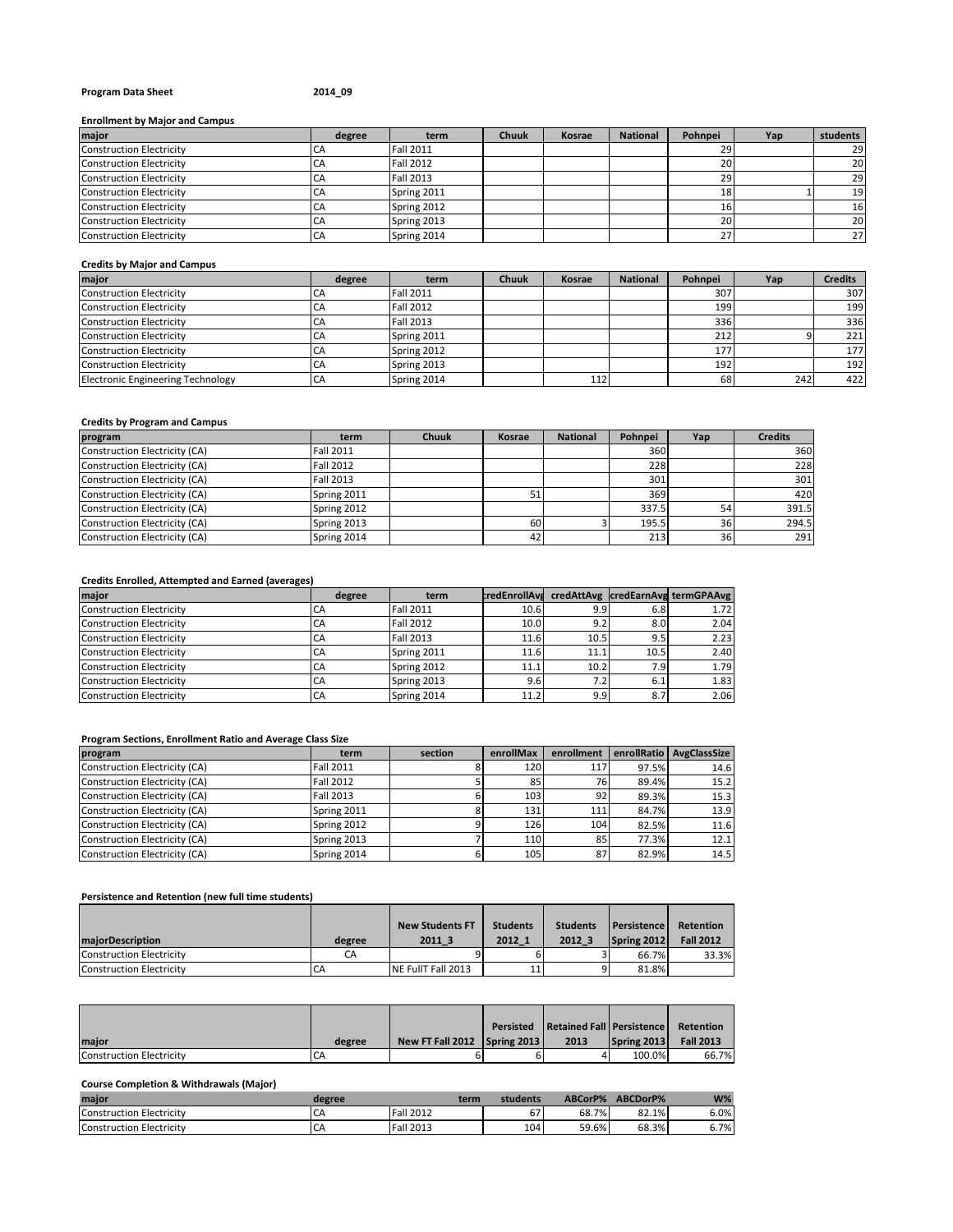**Program Data Sheet** **2014_09**

**Enrollment by Major and Campus**

| major | degree | term | Chuuk | Kosrae | National | Pohnpei | Yap | students |
|---|---|---|---|---|---|---|---|---|
| Construction Electricity | CA | Fall 2011 | | | | 29 | | 29 |
| Construction Electricity | CA | Fall 2012 | | | | 20 | | 20 |
| Construction Electricity | CA | Fall 2013 | | | | 29 | | 29 |
| Construction Electricity | CA | Spring 2011 | | | | 18 | 1 | 19 |
| Construction Electricity | CA | Spring 2012 | | | | 16 | | 16 |
| Construction Electricity | CA | Spring 2013 | | | | 20 | | 20 |
| Construction Electricity | CA | Spring 2014 | | | | 27 | | 27 |

**Credits by Major and Campus**

| major | degree | term | Chuuk | Kosrae | National | Pohnpei | Yap | Credits |
|---|---|---|---|---|---|---|---|---|
| Construction Electricity | CA | Fall 2011 | | | | 307 | | 307 |
| Construction Electricity | CA | Fall 2012 | | | | 199 | | 199 |
| Construction Electricity | CA | Fall 2013 | | | | 336 | | 336 |
| Construction Electricity | CA | Spring 2011 | | | | 212 | 9 | 221 |
| Construction Electricity | CA | Spring 2012 | | | | 177 | | 177 |
| Construction Electricity | CA | Spring 2013 | | | | 192 | | 192 |
| Electronic Engineering Technology | CA | Spring 2014 | | 112 | | 68 | 242 | 422 |

**Credits by Program and Campus**

| program | term | Chuuk | Kosrae | National | Pohnpei | Yap | Credits |
|---|---|---|---|---|---|---|---|
| Construction Electricity (CA) | Fall 2011 | | | | 360 | | 360 |
| Construction Electricity (CA) | Fall 2012 | | | | 228 | | 228 |
| Construction Electricity (CA) | Fall 2013 | | | | 301 | | 301 |
| Construction Electricity (CA) | Spring 2011 | | 51 | | 369 | | 420 |
| Construction Electricity (CA) | Spring 2012 | | | | 337.5 | 54 | 391.5 |
| Construction Electricity (CA) | Spring 2013 | | 60 | 3 | 195.5 | 36 | 294.5 |
| Construction Electricity (CA) | Spring 2014 | | 42 | | 213 | 36 | 291 |

**Credits Enrolled, Attempted and Earned (averages)**

| major | degree | term | credEnrollAvg | credAttAvg | credEarnAvg | termGPAAvg |
|---|---|---|---|---|---|---|
| Construction Electricity | CA | Fall 2011 | 10.6 | 9.9 | 6.8 | 1.72 |
| Construction Electricity | CA | Fall 2012 | 10.0 | 9.2 | 8.0 | 2.04 |
| Construction Electricity | CA | Fall 2013 | 11.6 | 10.5 | 9.5 | 2.23 |
| Construction Electricity | CA | Spring 2011 | 11.6 | 11.1 | 10.5 | 2.40 |
| Construction Electricity | CA | Spring 2012 | 11.1 | 10.2 | 7.9 | 1.79 |
| Construction Electricity | CA | Spring 2013 | 9.6 | 7.2 | 6.1 | 1.83 |
| Construction Electricity | CA | Spring 2014 | 11.2 | 9.9 | 8.7 | 2.06 |

**Program Sections, Enrollment Ratio and Average Class Size**

| program | term | section | enrollMax | enrollment | enrollRatio | AvgClassSize |
|---|---|---|---|---|---|---|
| Construction Electricity (CA) | Fall 2011 | 8 | 120 | 117 | 97.5% | 14.6 |
| Construction Electricity (CA) | Fall 2012 | 5 | 85 | 76 | 89.4% | 15.2 |
| Construction Electricity (CA) | Fall 2013 | 6 | 103 | 92 | 89.3% | 15.3 |
| Construction Electricity (CA) | Spring 2011 | 8 | 131 | 111 | 84.7% | 13.9 |
| Construction Electricity (CA) | Spring 2012 | 9 | 126 | 104 | 82.5% | 11.6 |
| Construction Electricity (CA) | Spring 2013 | 7 | 110 | 85 | 77.3% | 12.1 |
| Construction Electricity (CA) | Spring 2014 | 6 | 105 | 87 | 82.9% | 14.5 |

**Persistence and Retention (new full time students)**

| majorDescription | degree | New Students FT 2011_3 | Students 2012_1 | Students 2012_3 | Persistence Spring 2012 | Retention Fall 2012 |
|---|---|---|---|---|---|---|
| Construction Electricity | CA | 9 | 6 | 3 | 66.7% | 33.3% |
| Construction Electricity | CA | NE FullT Fall 2013 | 11 | 9 | 81.8% | |

| major | degree | New FT Fall 2012 | Persisted Spring 2013 | Retained Fall 2013 | Persistence Spring 2013 | Retention Fall 2013 |
|---|---|---|---|---|---|---|
| Construction Electricity | CA | 6 | 6 | 4 | 100.0% | 66.7% |

**Course Completion & Withdrawals (Major)**

| major | degree | term | students | ABCorP% | ABCDorP% | W% |
|---|---|---|---|---|---|---|
| Construction Electricity | CA | Fall 2012 | 67 | 68.7% | 82.1% | 6.0% |
| Construction Electricity | CA | Fall 2013 | 104 | 59.6% | 68.3% | 6.7% |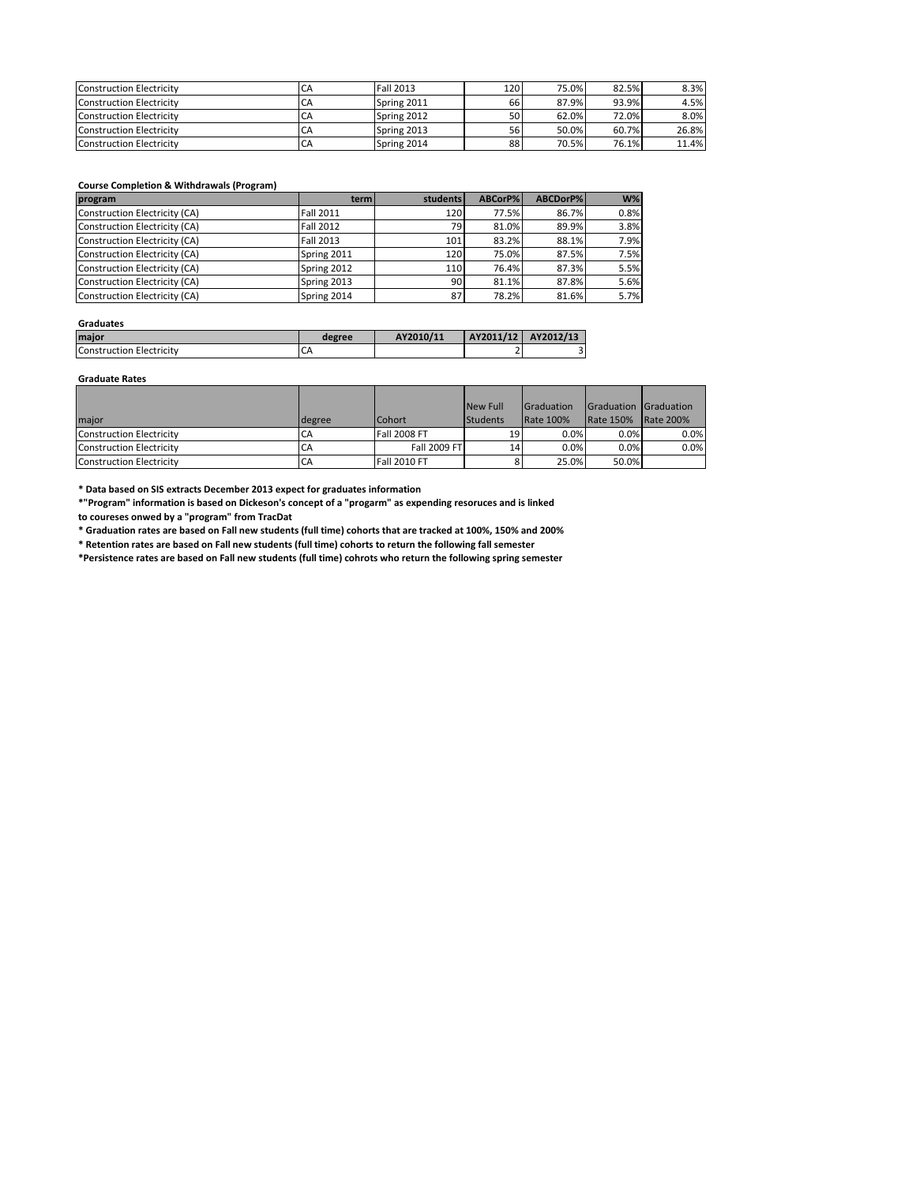| | | | | | | |
|---|---|---|---|---|---|---|
| Construction Electricity | CA | Fall 2013 | 120 | 75.0% | 82.5% | 8.3% |
| Construction Electricity | CA | Spring 2011 | 66 | 87.9% | 93.9% | 4.5% |
| Construction Electricity | CA | Spring 2012 | 50 | 62.0% | 72.0% | 8.0% |
| Construction Electricity | CA | Spring 2013 | 56 | 50.0% | 60.7% | 26.8% |
| Construction Electricity | CA | Spring 2014 | 88 | 70.5% | 76.1% | 11.4% |

**Course Completion & Withdrawals (Program)**

| program | term | students | ABCorP% | ABCDorP% | W% |
|---|---|---|---|---|---|
| Construction Electricity (CA) | Fall 2011 | 120 | 77.5% | 86.7% | 0.8% |
| Construction Electricity (CA) | Fall 2012 | 79 | 81.0% | 89.9% | 3.8% |
| Construction Electricity (CA) | Fall 2013 | 101 | 83.2% | 88.1% | 7.9% |
| Construction Electricity (CA) | Spring 2011 | 120 | 75.0% | 87.5% | 7.5% |
| Construction Electricity (CA) | Spring 2012 | 110 | 76.4% | 87.3% | 5.5% |
| Construction Electricity (CA) | Spring 2013 | 90 | 81.1% | 87.8% | 5.6% |
| Construction Electricity (CA) | Spring 2014 | 87 | 78.2% | 81.6% | 5.7% |

**Graduates**

| major | degree | AY2010/11 | AY2011/12 | AY2012/13 |
|---|---|---|---|---|
| Construction Electricity | CA | | 2 | 3 |

**Graduate Rates**

| major | degree | Cohort | New Full Students | Graduation Rate 100% | Graduation Rate 150% | Graduation Rate 200% |
|---|---|---|---|---|---|---|
| Construction Electricity | CA | Fall 2008 FT | 19 | 0.0% | 0.0% | 0.0% |
| Construction Electricity | CA | Fall 2009 FT | 14 | 0.0% | 0.0% | 0.0% |
| Construction Electricity | CA | Fall 2010 FT | 8 | 25.0% | 50.0% | |

**\* Data based on SIS extracts December 2013 expect for graduates information**

**\*"Program" information is based on Dickeson's concept of a "progarm" as expending resoruces and is linked to coureses onwed by a "program" from TracDat**

**\* Graduation rates are based on Fall new students (full time) cohorts that are tracked at 100%, 150% and 200%**

**\* Retention rates are based on Fall new students (full time) cohorts to return the following fall semester**

**\*Persistence rates are based on Fall new students (full time) cohrots who return the following spring semester**